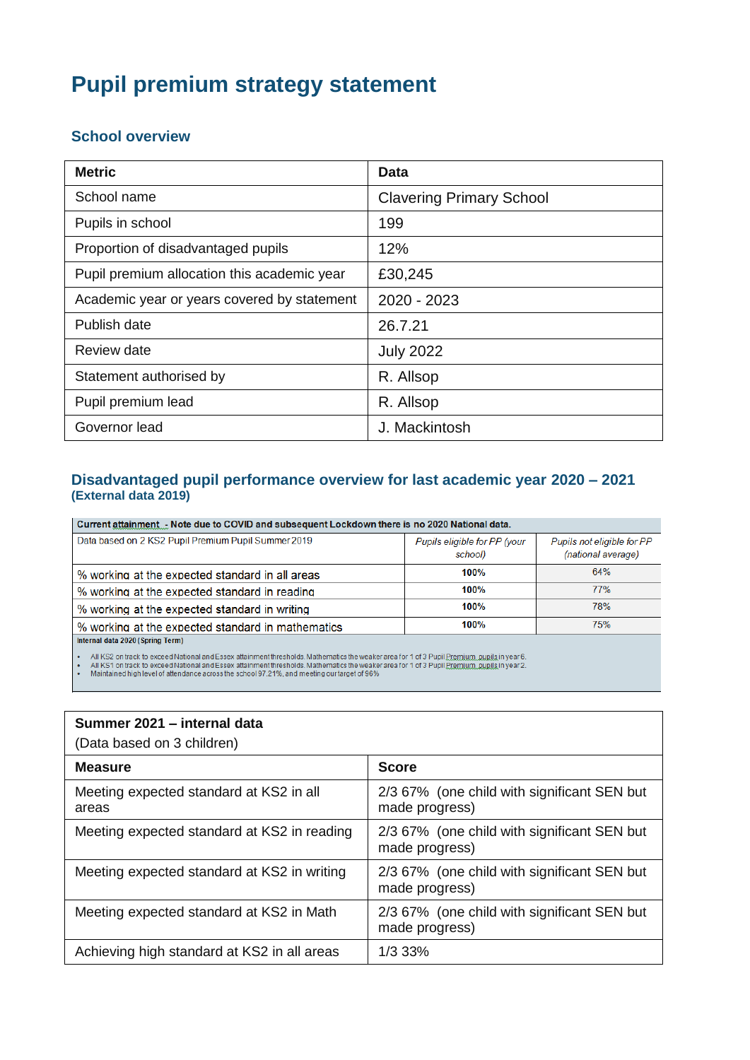# Pupil premium strategy statement

## School overview

| Metric | Data |
|---|---|
| School name | Clavering Primary School |
| Pupils in school | 199 |
| Proportion of disadvantaged pupils | 12% |
| Pupil premium allocation this academic year | £30,245 |
| Academic year or years covered by statement | 2020 - 2023 |
| Publish date | 26.7.21 |
| Review date | July 2022 |
| Statement authorised by | R. Allsop |
| Pupil premium lead | R. Allsop |
| Governor lead | J. Mackintosh |

## Disadvantaged pupil performance overview for last academic year 2020 – 2021
### (External data 2019)

| **Current attainment - Note due to COVID and subsequent Lockdown there is no 2020 National data.** | | |
|---|---|---|
| Data based on 2 KS2 Pupil Premium Pupil Summer 2019 | *Pupils eligible for PP (your school)* | *Pupils not eligible for PP (national average)* |
| % working at the expected standard in all areas | **100%** | 64% |
| % working at the expected standard in reading | **100%** | 77% |
| % working at the expected standard in writing | **100%** | 78% |
| % working at the expected standard in mathematics | **100%** | 75% |

**Internal data 2020 (Spring Term)**

- All KS2 on track to exceed National and Essex attainment thresholds. Mathematics the weaker area for 1 of 3 Pupil Premium pupils in year 6.
- All KS1 on track to exceed National and Essex attainment thresholds. Mathematics the weaker area for 1 of 3 Pupil Premium pupils in year 2.
- Maintained high level of attendance across the school 97.21%, and meeting our target of 96%

| **Summer 2021 – internal data** (Data based on 3 children) | |
|---|---|
| **Measure** | **Score** |
| Meeting expected standard at KS2 in all areas | 2/3 67% (one child with significant SEN but made progress) |
| Meeting expected standard at KS2 in reading | 2/3 67% (one child with significant SEN but made progress) |
| Meeting expected standard at KS2 in writing | 2/3 67% (one child with significant SEN but made progress) |
| Meeting expected standard at KS2 in Math | 2/3 67% (one child with significant SEN but made progress) |
| Achieving high standard at KS2 in all areas | 1/3 33% |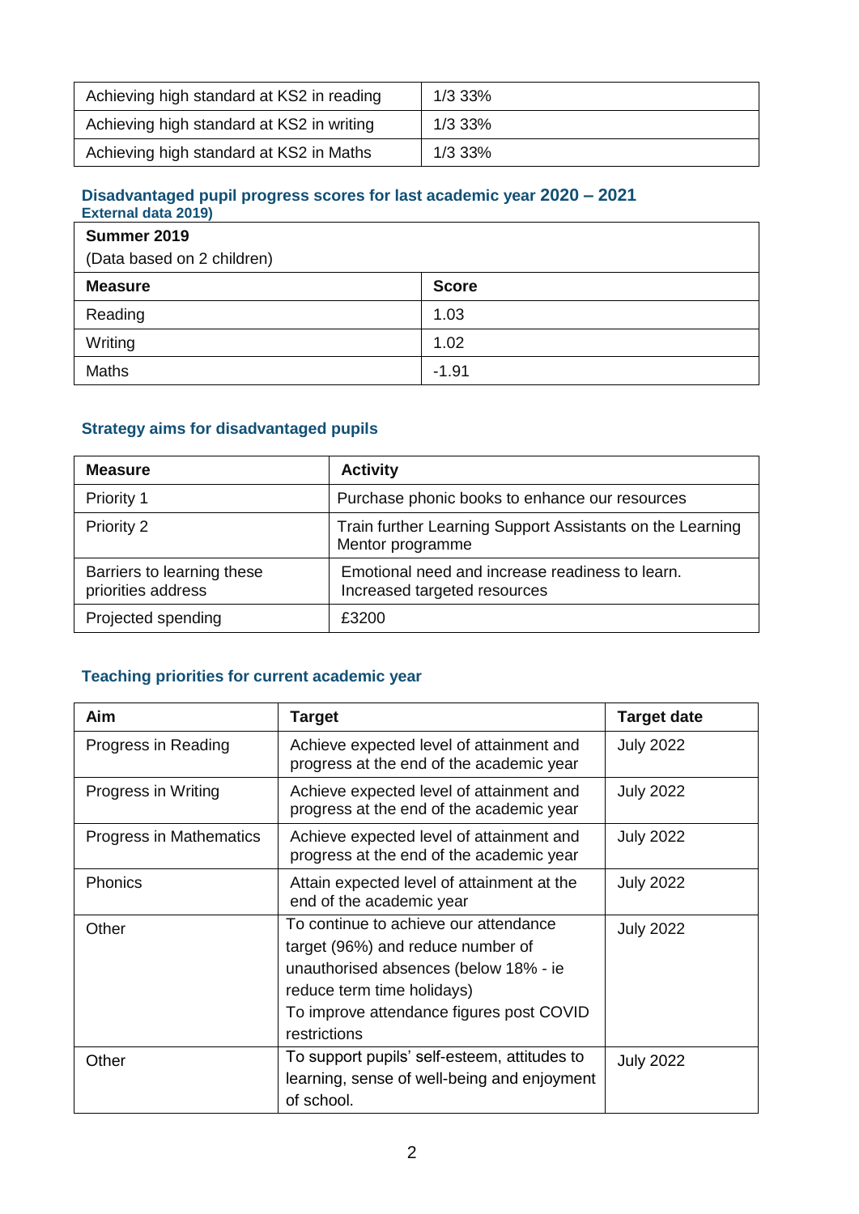| Achieving high standard at KS2 in reading | 1/3 33% |
| --- | --- |
| Achieving high standard at KS2 in writing | 1/3 33% |
| Achieving high standard at KS2 in Maths | 1/3 33% |

### Disadvantaged pupil progress scores for last academic year 2020 – 2021

**External data 2019)**

| **Summer 2019** (Data based on 2 children) | |
| --- | --- |
| **Measure** | **Score** |
| Reading | 1.03 |
| Writing | 1.02 |
| Maths | -1.91 |

### Strategy aims for disadvantaged pupils

| Measure | Activity |
| --- | --- |
| Priority 1 | Purchase phonic books to enhance our resources |
| Priority 2 | Train further Learning Support Assistants on the Learning Mentor programme |
| Barriers to learning these priorities address | Emotional need and increase readiness to learn. Increased targeted resources |
| Projected spending | £3200 |

### Teaching priorities for current academic year

| Aim | Target | Target date |
| --- | --- | --- |
| Progress in Reading | Achieve expected level of attainment and progress at the end of the academic year | July 2022 |
| Progress in Writing | Achieve expected level of attainment and progress at the end of the academic year | July 2022 |
| Progress in Mathematics | Achieve expected level of attainment and progress at the end of the academic year | July 2022 |
| Phonics | Attain expected level of attainment at the end of the academic year | July 2022 |
| Other | To continue to achieve our attendance target (96%) and reduce number of unauthorised absences (below 18% - ie reduce term time holidays) To improve attendance figures post COVID restrictions | July 2022 |
| Other | To support pupils' self-esteem, attitudes to learning, sense of well-being and enjoyment of school. | July 2022 |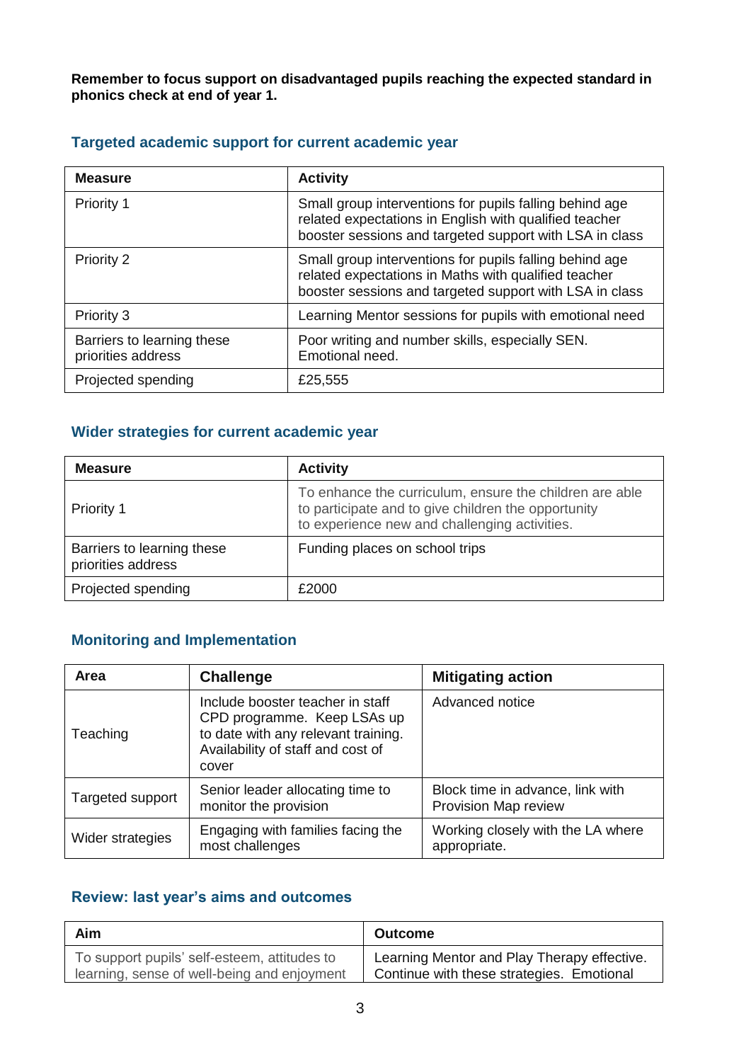**Remember to focus support on disadvantaged pupils reaching the expected standard in phonics check at end of year 1.**

## Targeted academic support for current academic year

| Measure | Activity |
|---|---|
| Priority 1 | Small group interventions for pupils falling behind age related expectations in English with qualified teacher booster sessions and targeted support with LSA in class |
| Priority 2 | Small group interventions for pupils falling behind age related expectations in Maths with qualified teacher booster sessions and targeted support with LSA in class |
| Priority 3 | Learning Mentor sessions for pupils with emotional need |
| Barriers to learning these priorities address | Poor writing and number skills, especially SEN. Emotional need. |
| Projected spending | £25,555 |

## Wider strategies for current academic year

| Measure | Activity |
|---|---|
| Priority 1 | To enhance the curriculum, ensure the children are able to participate and to give children the opportunity to experience new and challenging activities. |
| Barriers to learning these priorities address | Funding places on school trips |
| Projected spending | £2000 |

## Monitoring and Implementation

| Area | Challenge | Mitigating action |
|---|---|---|
| Teaching | Include booster teacher in staff CPD programme. Keep LSAs up to date with any relevant training. Availability of staff and cost of cover | Advanced notice |
| Targeted support | Senior leader allocating time to monitor the provision | Block time in advance, link with Provision Map review |
| Wider strategies | Engaging with families facing the most challenges | Working closely with the LA where appropriate. |

## Review: last year's aims and outcomes

| Aim | Outcome |
|---|---|
| To support pupils' self-esteem, attitudes to learning, sense of well-being and enjoyment | Learning Mentor and Play Therapy effective. Continue with these strategies. Emotional |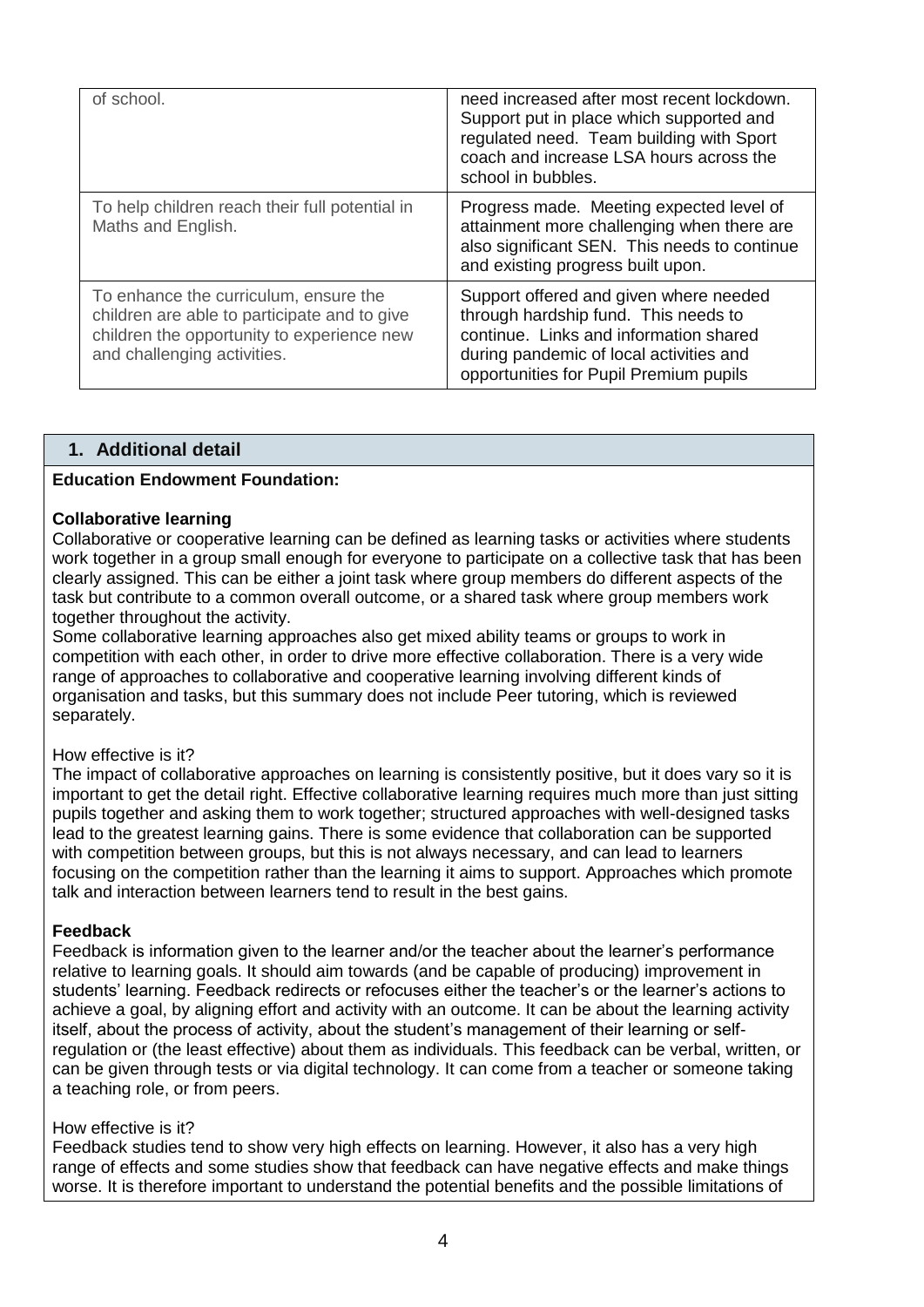| | |
|---|---|
| of school. | need increased after most recent lockdown. Support put in place which supported and regulated need. Team building with Sport coach and increase LSA hours across the school in bubbles. |
| To help children reach their full potential in Maths and English. | Progress made. Meeting expected level of attainment more challenging when there are also significant SEN. This needs to continue and existing progress built upon. |
| To enhance the curriculum, ensure the children are able to participate and to give children the opportunity to experience new and challenging activities. | Support offered and given where needed through hardship fund. This needs to continue. Links and information shared during pandemic of local activities and opportunities for Pupil Premium pupils |

## 1. Additional detail

**Education Endowment Foundation:**

**Collaborative learning**

Collaborative or cooperative learning can be defined as learning tasks or activities where students work together in a group small enough for everyone to participate on a collective task that has been clearly assigned. This can be either a joint task where group members do different aspects of the task but contribute to a common overall outcome, or a shared task where group members work together throughout the activity.

Some collaborative learning approaches also get mixed ability teams or groups to work in competition with each other, in order to drive more effective collaboration. There is a very wide range of approaches to collaborative and cooperative learning involving different kinds of organisation and tasks, but this summary does not include Peer tutoring, which is reviewed separately.

How effective is it?

The impact of collaborative approaches on learning is consistently positive, but it does vary so it is important to get the detail right. Effective collaborative learning requires much more than just sitting pupils together and asking them to work together; structured approaches with well-designed tasks lead to the greatest learning gains. There is some evidence that collaboration can be supported with competition between groups, but this is not always necessary, and can lead to learners focusing on the competition rather than the learning it aims to support. Approaches which promote talk and interaction between learners tend to result in the best gains.

**Feedback**

Feedback is information given to the learner and/or the teacher about the learner's performance relative to learning goals. It should aim towards (and be capable of producing) improvement in students' learning. Feedback redirects or refocuses either the teacher's or the learner's actions to achieve a goal, by aligning effort and activity with an outcome. It can be about the learning activity itself, about the process of activity, about the student's management of their learning or self-regulation or (the least effective) about them as individuals. This feedback can be verbal, written, or can be given through tests or via digital technology. It can come from a teacher or someone taking a teaching role, or from peers.

How effective is it?

Feedback studies tend to show very high effects on learning. However, it also has a very high range of effects and some studies show that feedback can have negative effects and make things worse. It is therefore important to understand the potential benefits and the possible limitations of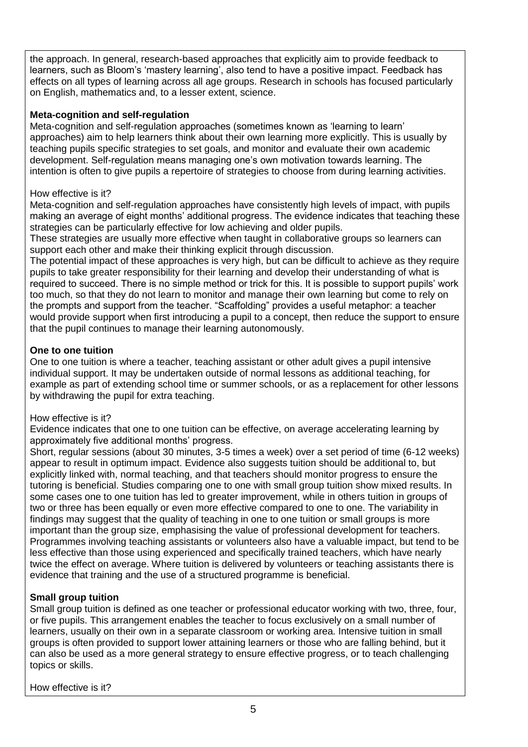the approach. In general, research-based approaches that explicitly aim to provide feedback to learners, such as Bloom's 'mastery learning', also tend to have a positive impact. Feedback has effects on all types of learning across all age groups. Research in schools has focused particularly on English, mathematics and, to a lesser extent, science.

**Meta-cognition and self-regulation**

Meta-cognition and self-regulation approaches (sometimes known as 'learning to learn' approaches) aim to help learners think about their own learning more explicitly. This is usually by teaching pupils specific strategies to set goals, and monitor and evaluate their own academic development. Self-regulation means managing one's own motivation towards learning. The intention is often to give pupils a repertoire of strategies to choose from during learning activities.

How effective is it?

Meta-cognition and self-regulation approaches have consistently high levels of impact, with pupils making an average of eight months' additional progress. The evidence indicates that teaching these strategies can be particularly effective for low achieving and older pupils.

These strategies are usually more effective when taught in collaborative groups so learners can support each other and make their thinking explicit through discussion.

The potential impact of these approaches is very high, but can be difficult to achieve as they require pupils to take greater responsibility for their learning and develop their understanding of what is required to succeed. There is no simple method or trick for this. It is possible to support pupils' work too much, so that they do not learn to monitor and manage their own learning but come to rely on the prompts and support from the teacher. "Scaffolding" provides a useful metaphor: a teacher would provide support when first introducing a pupil to a concept, then reduce the support to ensure that the pupil continues to manage their learning autonomously.

**One to one tuition**

One to one tuition is where a teacher, teaching assistant or other adult gives a pupil intensive individual support. It may be undertaken outside of normal lessons as additional teaching, for example as part of extending school time or summer schools, or as a replacement for other lessons by withdrawing the pupil for extra teaching.

How effective is it?

Evidence indicates that one to one tuition can be effective, on average accelerating learning by approximately five additional months' progress.

Short, regular sessions (about 30 minutes, 3-5 times a week) over a set period of time (6-12 weeks) appear to result in optimum impact. Evidence also suggests tuition should be additional to, but explicitly linked with, normal teaching, and that teachers should monitor progress to ensure the tutoring is beneficial. Studies comparing one to one with small group tuition show mixed results. In some cases one to one tuition has led to greater improvement, while in others tuition in groups of two or three has been equally or even more effective compared to one to one. The variability in findings may suggest that the quality of teaching in one to one tuition or small groups is more important than the group size, emphasising the value of professional development for teachers. Programmes involving teaching assistants or volunteers also have a valuable impact, but tend to be less effective than those using experienced and specifically trained teachers, which have nearly twice the effect on average. Where tuition is delivered by volunteers or teaching assistants there is evidence that training and the use of a structured programme is beneficial.

**Small group tuition**

Small group tuition is defined as one teacher or professional educator working with two, three, four, or five pupils. This arrangement enables the teacher to focus exclusively on a small number of learners, usually on their own in a separate classroom or working area. Intensive tuition in small groups is often provided to support lower attaining learners or those who are falling behind, but it can also be used as a more general strategy to ensure effective progress, or to teach challenging topics or skills.

How effective is it?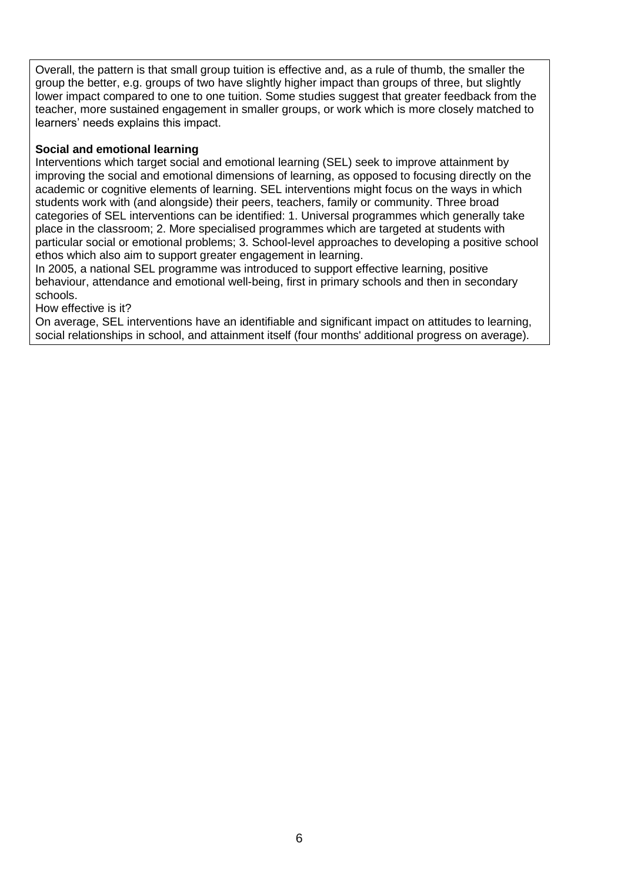Overall, the pattern is that small group tuition is effective and, as a rule of thumb, the smaller the group the better, e.g. groups of two have slightly higher impact than groups of three, but slightly lower impact compared to one to one tuition. Some studies suggest that greater feedback from the teacher, more sustained engagement in smaller groups, or work which is more closely matched to learners' needs explains this impact.

**Social and emotional learning**

Interventions which target social and emotional learning (SEL) seek to improve attainment by improving the social and emotional dimensions of learning, as opposed to focusing directly on the academic or cognitive elements of learning. SEL interventions might focus on the ways in which students work with (and alongside) their peers, teachers, family or community. Three broad categories of SEL interventions can be identified: 1. Universal programmes which generally take place in the classroom; 2. More specialised programmes which are targeted at students with particular social or emotional problems; 3. School-level approaches to developing a positive school ethos which also aim to support greater engagement in learning.

In 2005, a national SEL programme was introduced to support effective learning, positive behaviour, attendance and emotional well-being, first in primary schools and then in secondary schools.

How effective is it?

On average, SEL interventions have an identifiable and significant impact on attitudes to learning, social relationships in school, and attainment itself (four months' additional progress on average).